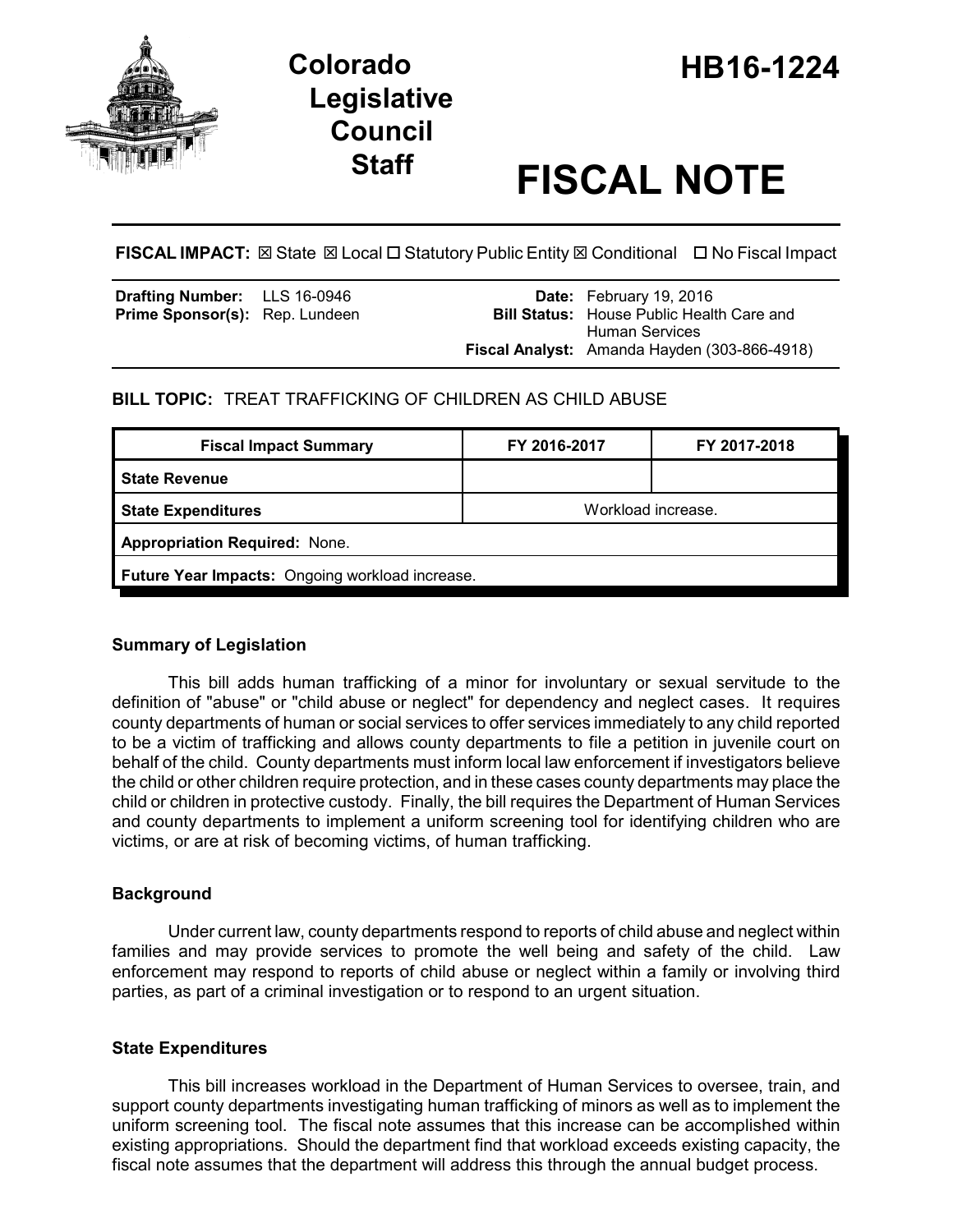# Colorado Legislative Council Staff

# HB16-1224

# FISCAL NOTE

**FISCAL IMPACT:** ☒ State ☒ Local ☐ Statutory Public Entity ☒ Conditional ☐ No Fiscal Impact

**Drafting Number:** LLS 16-0946
**Prime Sponsor(s):** Rep. Lundeen

**Date:** February 19, 2016
**Bill Status:** House Public Health Care and Human Services
**Fiscal Analyst:** Amanda Hayden (303-866-4918)

**BILL TOPIC:** TREAT TRAFFICKING OF CHILDREN AS CHILD ABUSE

| Fiscal Impact Summary | FY 2016-2017 | FY 2017-2018 |
|---|---|---|
| **State Revenue** | | |
| **State Expenditures** | Workload increase. | |
| **Appropriation Required:** None. | | |
| **Future Year Impacts:** Ongoing workload increase. | | |

## Summary of Legislation

This bill adds human trafficking of a minor for involuntary or sexual servitude to the definition of "abuse" or "child abuse or neglect" for dependency and neglect cases. It requires county departments of human or social services to offer services immediately to any child reported to be a victim of trafficking and allows county departments to file a petition in juvenile court on behalf of the child. County departments must inform local law enforcement if investigators believe the child or other children require protection, and in these cases county departments may place the child or children in protective custody. Finally, the bill requires the Department of Human Services and county departments to implement a uniform screening tool for identifying children who are victims, or are at risk of becoming victims, of human trafficking.

## Background

Under current law, county departments respond to reports of child abuse and neglect within families and may provide services to promote the well being and safety of the child. Law enforcement may respond to reports of child abuse or neglect within a family or involving third parties, as part of a criminal investigation or to respond to an urgent situation.

## State Expenditures

This bill increases workload in the Department of Human Services to oversee, train, and support county departments investigating human trafficking of minors as well as to implement the uniform screening tool. The fiscal note assumes that this increase can be accomplished within existing appropriations. Should the department find that workload exceeds existing capacity, the fiscal note assumes that the department will address this through the annual budget process.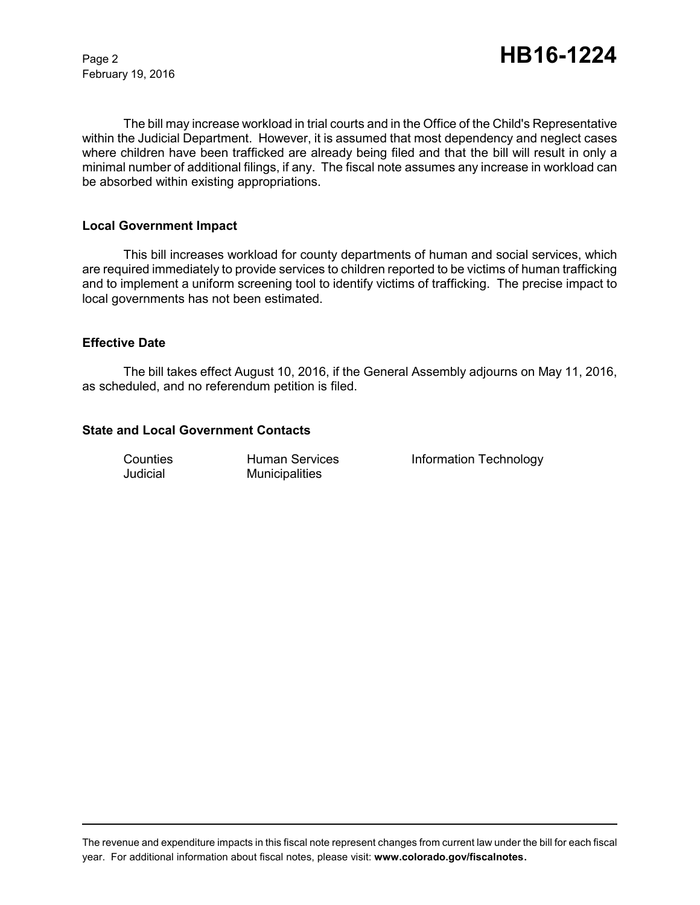The bill may increase workload in trial courts and in the Office of the Child's Representative within the Judicial Department. However, it is assumed that most dependency and neglect cases where children have been trafficked are already being filed and that the bill will result in only a minimal number of additional filings, if any. The fiscal note assumes any increase in workload can be absorbed within existing appropriations.

**Local Government Impact**

This bill increases workload for county departments of human and social services, which are required immediately to provide services to children reported to be victims of human trafficking and to implement a uniform screening tool to identify victims of trafficking. The precise impact to local governments has not been estimated.

**Effective Date**

The bill takes effect August 10, 2016, if the General Assembly adjourns on May 11, 2016, as scheduled, and no referendum petition is filed.

**State and Local Government Contacts**

| | | |
|---|---|---|
| Counties | Human Services | Information Technology |
| Judicial | Municipalities | |

The revenue and expenditure impacts in this fiscal note represent changes from current law under the bill for each fiscal year. For additional information about fiscal notes, please visit: **www.colorado.gov/fiscalnotes.**